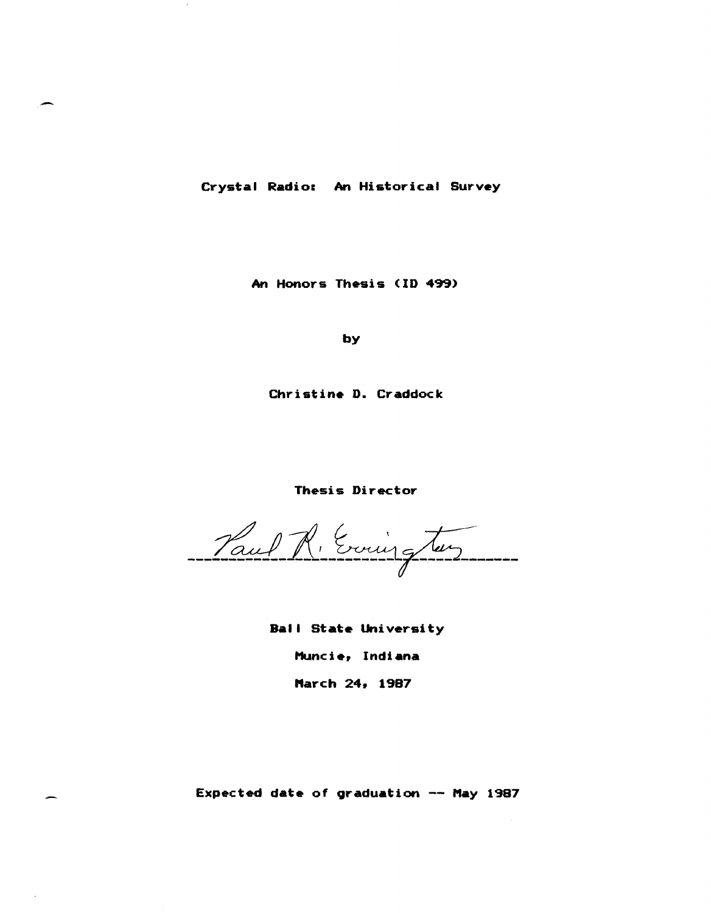# Crystal Radio: An Historical Survey

An Honors Thesis (ID 499)

by

Christine D. Craddock

Thesis Director

Paul R. Errington

Ball State University

Muncie, Indiana

March 24, 1987

Expected date of graduation -- May 1987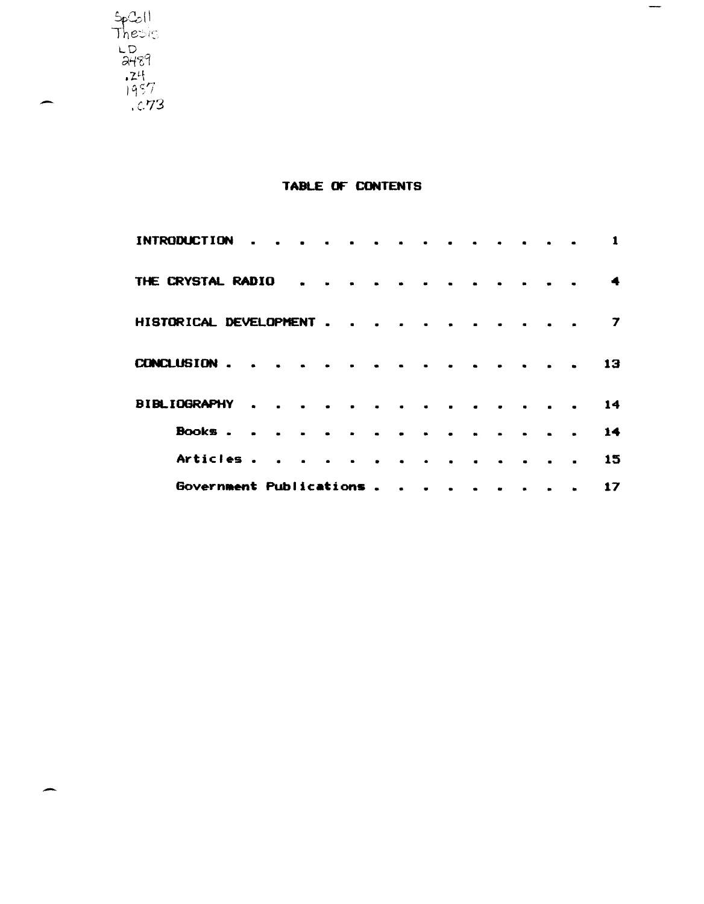SpColl Thesis LD 2489 .Z4 1957 .C73

# TABLE OF CONTENTS

| | |
|---|---|
| INTRODUCTION | 1 |
| THE CRYSTAL RADIO | 4 |
| HISTORICAL DEVELOPMENT | 7 |
| CONCLUSION | 13 |
| BIBLIOGRAPHY | 14 |
| Books | 14 |
| Articles | 15 |
| Government Publications | 17 |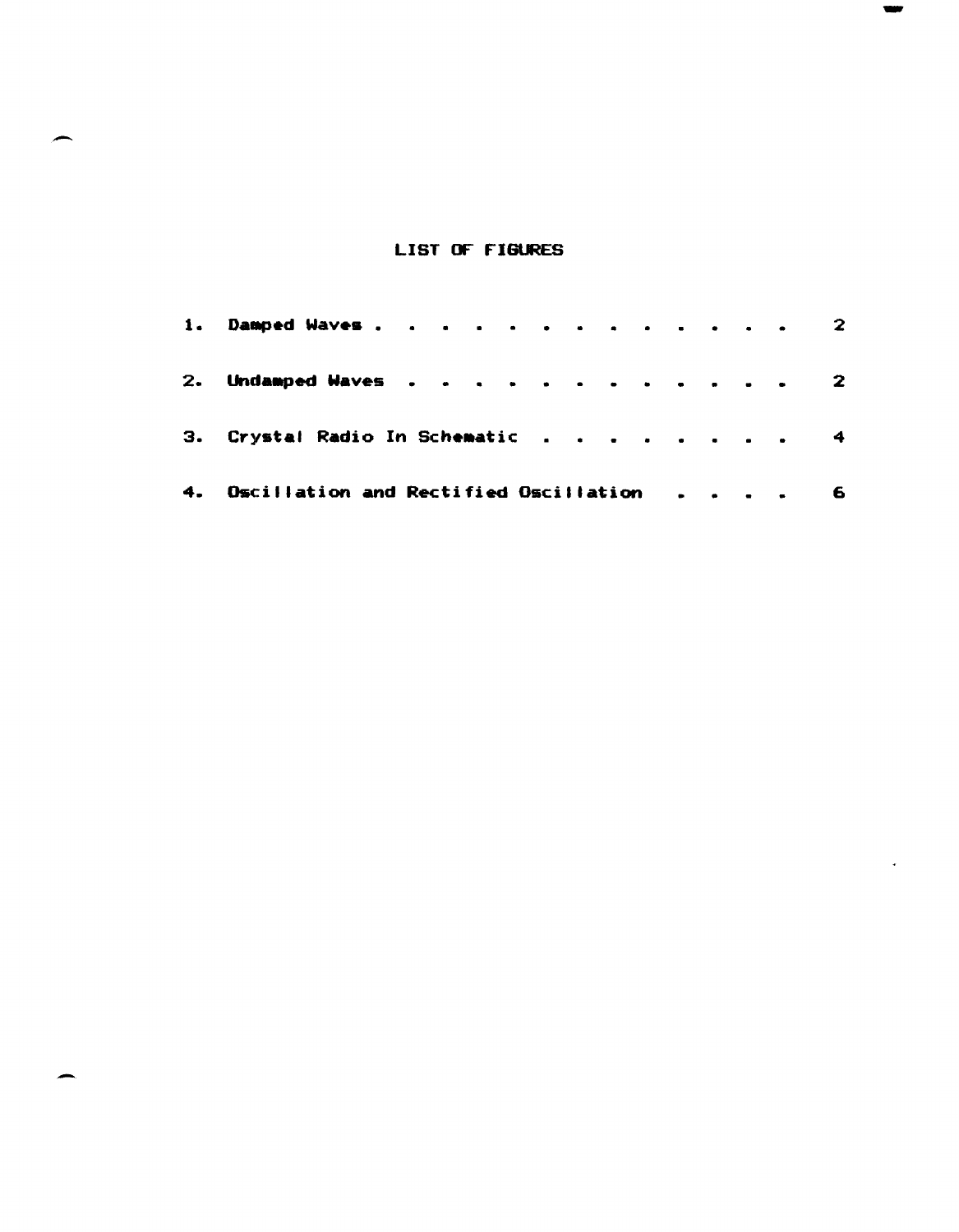## LIST OF FIGURES

1. Damped Waves . . . . . . . . . . . . . . 2

2. Undamped Waves . . . . . . . . . . . . . 2

3. Crystal Radio In Schematic . . . . . . . . . 4

4. Oscillation and Rectified Oscillation . . . . 6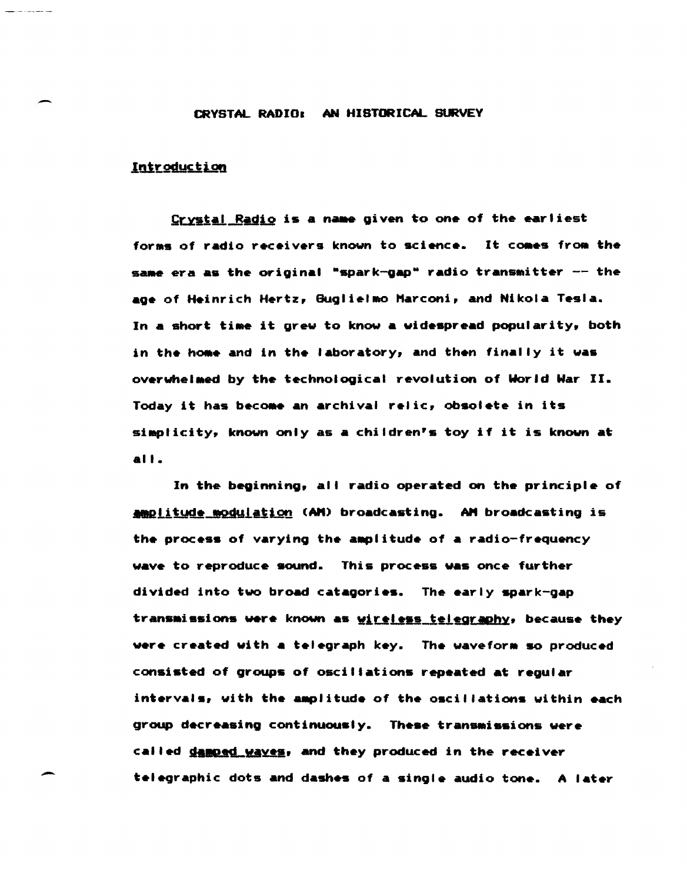# CRYSTAL RADIO: AN HISTORICAL SURVEY

## Introduction

Crystal Radio is a name given to one of the earliest forms of radio receivers known to science. It comes from the same era as the original "spark-gap" radio transmitter -- the age of Heinrich Hertz, Guglielmo Marconi, and Nikola Tesla. In a short time it grew to know a widespread popularity, both in the home and in the laboratory, and then finally it was overwhelmed by the technological revolution of World War II. Today it has become an archival relic, obsolete in its simplicity, known only as a children's toy if it is known at all.

In the beginning, all radio operated on the principle of amplitude modulation (AM) broadcasting. AM broadcasting is the process of varying the amplitude of a radio-frequency wave to reproduce sound. This process was once further divided into two broad catagories. The early spark-gap transmissions were known as wireless telegraphy, because they were created with a telegraph key. The waveform so produced consisted of groups of oscillations repeated at regular intervals, with the amplitude of the oscillations within each group decreasing continuously. These transmissions were called damped waves, and they produced in the receiver telegraphic dots and dashes of a single audio tone. A later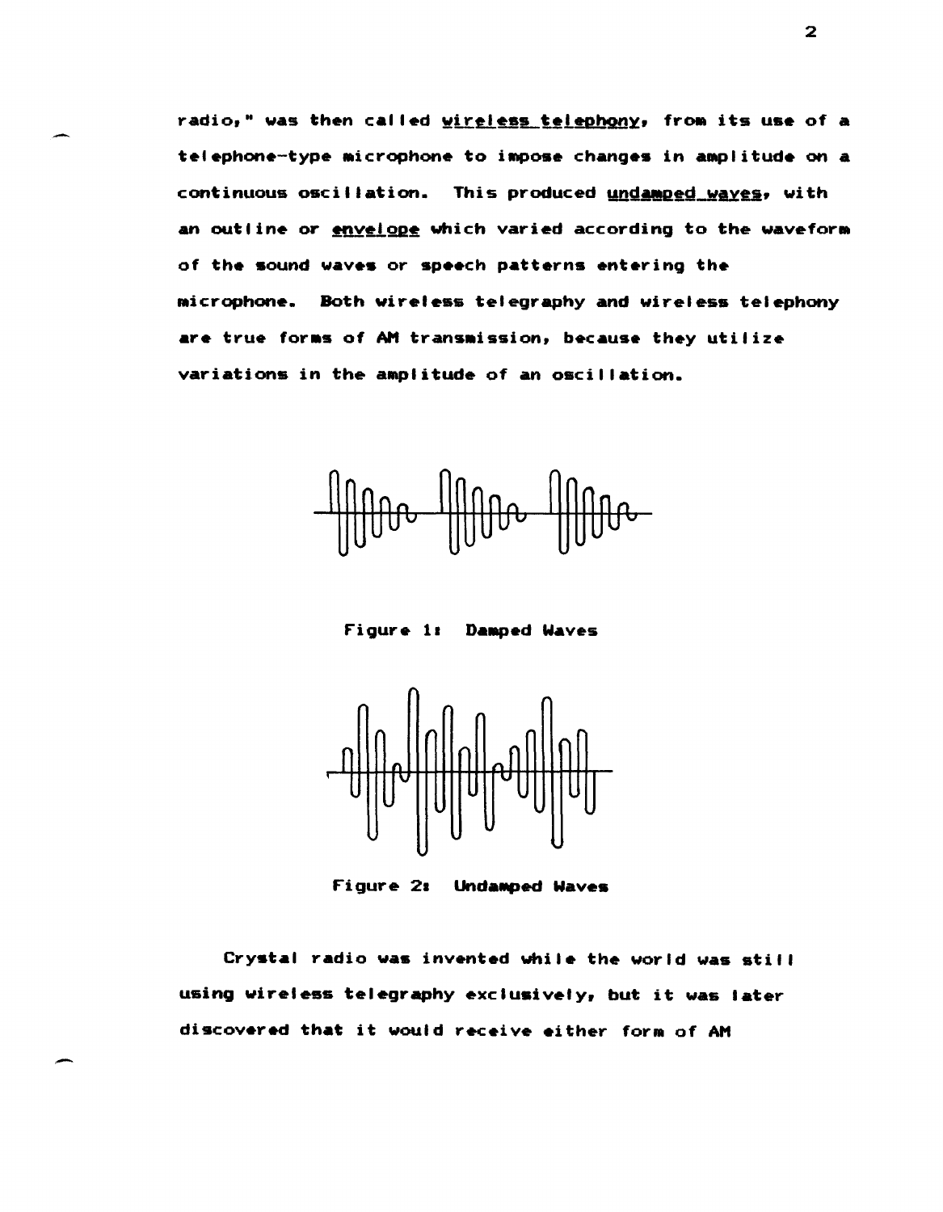radio," was then called wireless telephony, from its use of a telephone-type microphone to impose changes in amplitude on a continuous oscillation. This produced undamped waves, with an outline or envelope which varied according to the waveform of the sound waves or speech patterns entering the microphone. Both wireless telegraphy and wireless telephony are true forms of AM transmission, because they utilize variations in the amplitude of an oscillation.

Figure 1: Damped Waves

Figure 2: Undamped Waves

Crystal radio was invented while the world was still using wireless telegraphy exclusively, but it was later discovered that it would receive either form of AM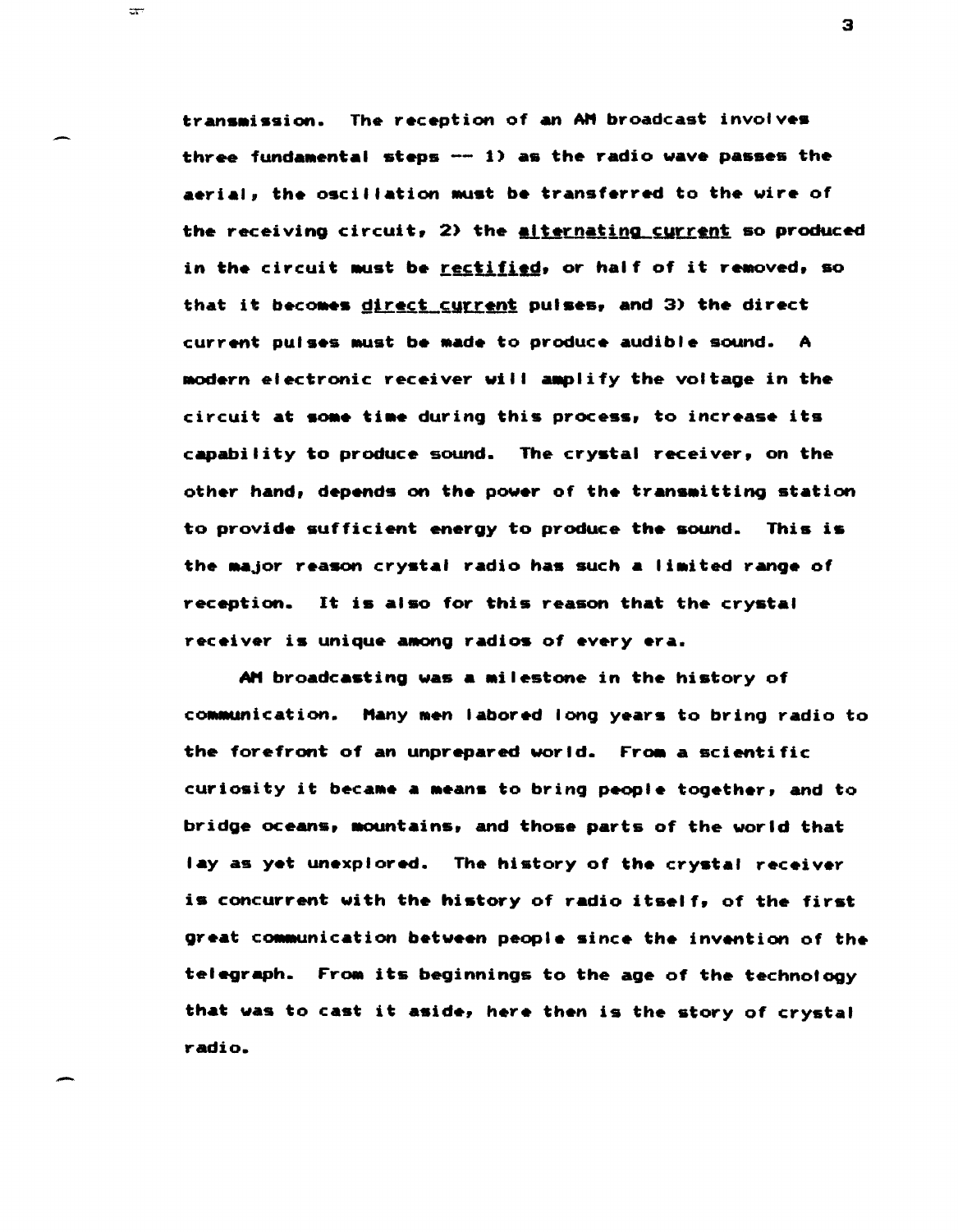transmission. The reception of an AM broadcast involves three fundamental steps -- 1) as the radio wave passes the aerial, the oscillation must be transferred to the wire of the receiving circuit, 2) the <u>alternating current</u> so produced in the circuit must be <u>rectified</u>, or half of it removed, so that it becomes <u>direct current</u> pulses, and 3) the direct current pulses must be made to produce audible sound. A modern electronic receiver will amplify the voltage in the circuit at some time during this process, to increase its capability to produce sound. The crystal receiver, on the other hand, depends on the power of the transmitting station to provide sufficient energy to produce the sound. This is the major reason crystal radio has such a limited range of reception. It is also for this reason that the crystal receiver is unique among radios of every era.

AM broadcasting was a milestone in the history of communication. Many men labored long years to bring radio to the forefront of an unprepared world. From a scientific curiosity it became a means to bring people together, and to bridge oceans, mountains, and those parts of the world that lay as yet unexplored. The history of the crystal receiver is concurrent with the history of radio itself, of the first great communication between people since the invention of the telegraph. From its beginnings to the age of the technology that was to cast it aside, here then is the story of crystal radio.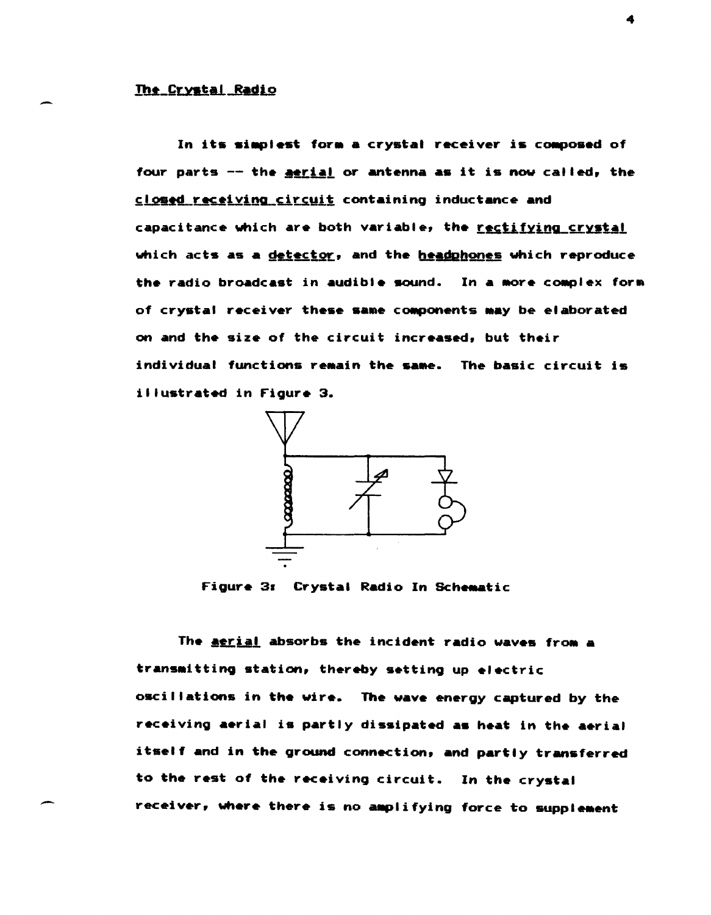The Crystal Radio

In its simplest form a crystal receiver is composed of four parts -- the aerial or antenna as it is now called, the closed receiving circuit containing inductance and capacitance which are both variable, the rectifying crystal which acts as a detector, and the headphones which reproduce the radio broadcast in audible sound. In a more complex form of crystal receiver these same components may be elaborated on and the size of the circuit increased, but their individual functions remain the same. The basic circuit is illustrated in Figure 3.

Figure 3: Crystal Radio In Schematic

The aerial absorbs the incident radio waves from a transmitting station, thereby setting up electric oscillations in the wire. The wave energy captured by the receiving aerial is partly dissipated as heat in the aerial itself and in the ground connection, and partly transferred to the rest of the receiving circuit. In the crystal receiver, where there is no amplifying force to supplement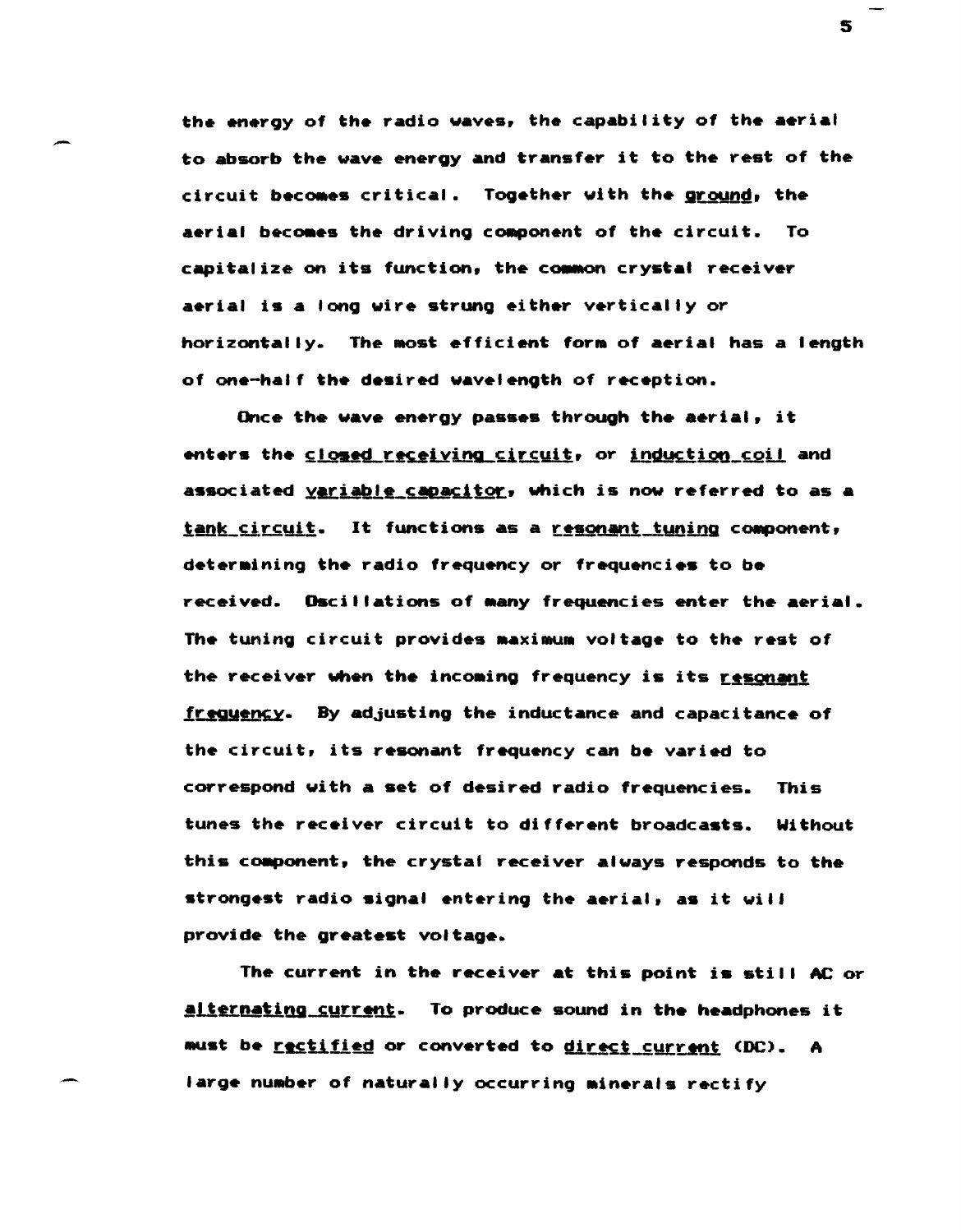the energy of the radio waves, the capability of the aerial to absorb the wave energy and transfer it to the rest of the circuit becomes critical. Together with the ground, the aerial becomes the driving component of the circuit. To capitalize on its function, the common crystal receiver aerial is a long wire strung either vertically or horizontally. The most efficient form of aerial has a length of one-half the desired wavelength of reception.

Once the wave energy passes through the aerial, it enters the closed receiving circuit, or induction coil and associated variable capacitor, which is now referred to as a tank circuit. It functions as a resonant tuning component, determining the radio frequency or frequencies to be received. Oscillations of many frequencies enter the aerial. The tuning circuit provides maximum voltage to the rest of the receiver when the incoming frequency is its resonant frequency. By adjusting the inductance and capacitance of the circuit, its resonant frequency can be varied to correspond with a set of desired radio frequencies. This tunes the receiver circuit to different broadcasts. Without this component, the crystal receiver always responds to the strongest radio signal entering the aerial, as it will provide the greatest voltage.

The current in the receiver at this point is still AC or alternating current. To produce sound in the headphones it must be rectified or converted to direct current (DC). A large number of naturally occurring minerals rectify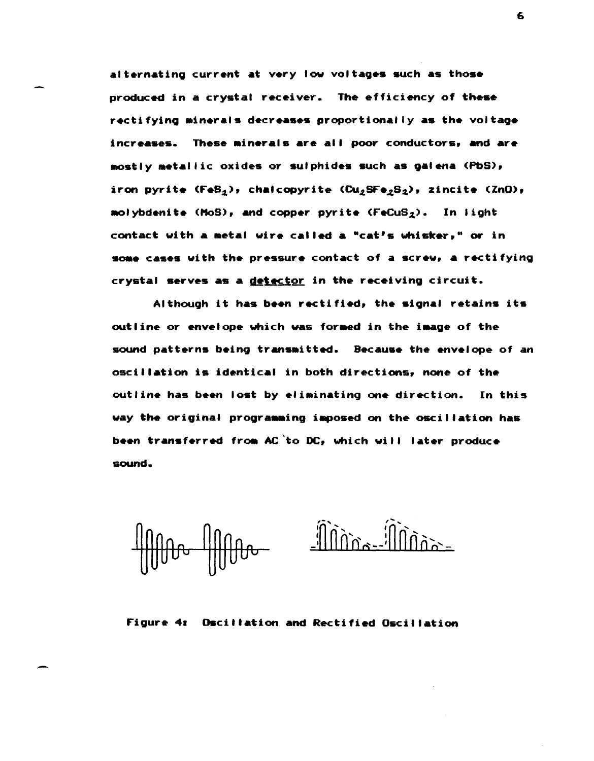alternating current at very low voltages such as those produced in a crystal receiver. The efficiency of these rectifying minerals decreases proportionally as the voltage increases. These minerals are all poor conductors, and are mostly metallic oxides or sulphides such as galena (PbS), iron pyrite ($FeS_2$), chalcopyrite ($Cu_2SFe_2S_2$), zincite (ZnO), molybdenite (MoS), and copper pyrite ($FeCuS_2$). In light contact with a metal wire called a "cat's whisker," or in some cases with the pressure contact of a screw, a rectifying crystal serves as a detector in the receiving circuit.

Although it has been rectified, the signal retains its outline or envelope which was formed in the image of the sound patterns being transmitted. Because the envelope of an oscillation is identical in both directions, none of the outline has been lost by eliminating one direction. In this way the original programming imposed on the oscillation has been transferred from AC to DC, which will later produce sound.

Figure 4: Oscillation and Rectified Oscillation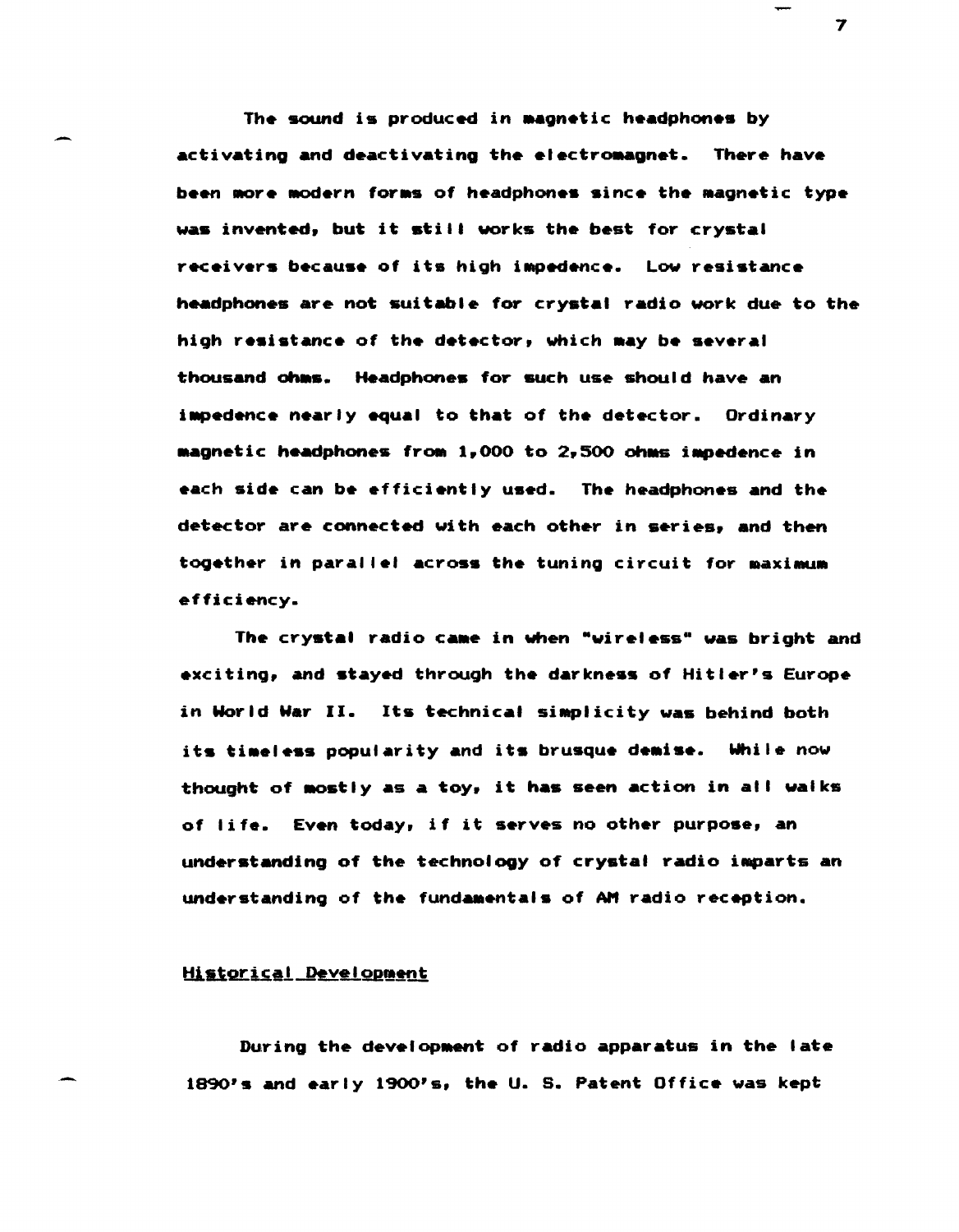The sound is produced in magnetic headphones by activating and deactivating the electromagnet. There have been more modern forms of headphones since the magnetic type was invented, but it still works the best for crystal receivers because of its high impedence. Low resistance headphones are not suitable for crystal radio work due to the high resistance of the detector, which may be several thousand ohms. Headphones for such use should have an impedence nearly equal to that of the detector. Ordinary magnetic headphones from 1,000 to 2,500 ohms impedence in each side can be efficiently used. The headphones and the detector are connected with each other in series, and then together in parallel across the tuning circuit for maximum efficiency.

The crystal radio came in when "wireless" was bright and exciting, and stayed through the darkness of Hitler's Europe in World War II. Its technical simplicity was behind both its timeless popularity and its brusque demise. While now thought of mostly as a toy, it has seen action in all walks of life. Even today, if it serves no other purpose, an understanding of the technology of crystal radio imparts an understanding of the fundamentals of AM radio reception.

## Historical Development

During the development of radio apparatus in the late 1890's and early 1900's, the U. S. Patent Office was kept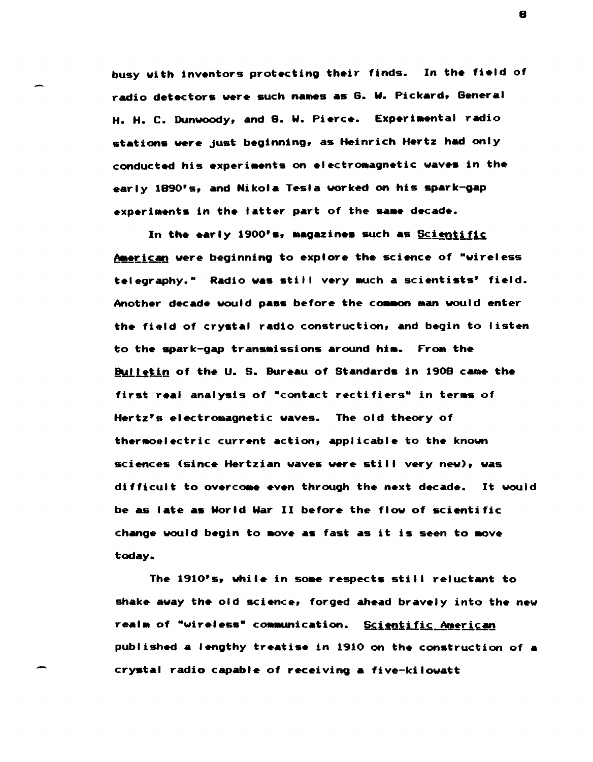busy with inventors protecting their finds. In the field of radio detectors were such names as G. W. Pickard, General H. H. C. Dunwoody, and G. W. Pierce. Experimental radio stations were just beginning, as Heinrich Hertz had only conducted his experiments on electromagnetic waves in the early 1890's, and Nikola Tesla worked on his spark-gap experiments in the latter part of the same decade.

In the early 1900's, magazines such as Scientific American were beginning to explore the science of "wireless telegraphy." Radio was still very much a scientists' field. Another decade would pass before the common man would enter the field of crystal radio construction, and begin to listen to the spark-gap transmissions around him. From the Bulletin of the U. S. Bureau of Standards in 1908 came the first real analysis of "contact rectifiers" in terms of Hertz's electromagnetic waves. The old theory of thermoelectric current action, applicable to the known sciences (since Hertzian waves were still very new), was difficult to overcome even through the next decade. It would be as late as World War II before the flow of scientific change would begin to move as fast as it is seen to move today.

The 1910's, while in some respects still reluctant to shake away the old science, forged ahead bravely into the new realm of "wireless" communication. Scientific American published a lengthy treatise in 1910 on the construction of a crystal radio capable of receiving a five-kilowatt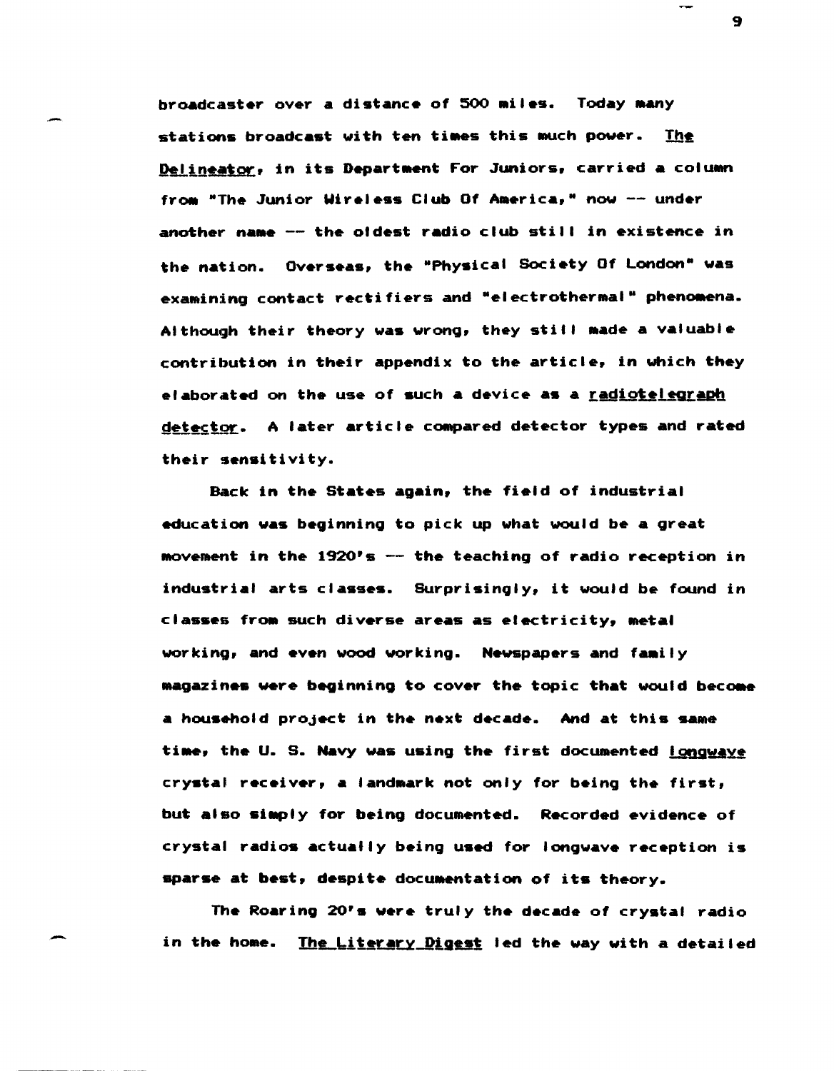broadcaster over a distance of 500 miles. Today many stations broadcast with ten times this much power. _The Delineator_, in its Department For Juniors, carried a column from "The Junior Wireless Club Of America," now -- under another name -- the oldest radio club still in existence in the nation. Overseas, the "Physical Society Of London" was examining contact rectifiers and "electrothermal" phenomena. Although their theory was wrong, they still made a valuable contribution in their appendix to the article, in which they elaborated on the use of such a device as a _radiotelegraph detector_. A later article compared detector types and rated their sensitivity.

Back in the States again, the field of industrial education was beginning to pick up what would be a great movement in the 1920's -- the teaching of radio reception in industrial arts classes. Surprisingly, it would be found in classes from such diverse areas as electricity, metal working, and even wood working. Newspapers and family magazines were beginning to cover the topic that would become a household project in the next decade. And at this same time, the U. S. Navy was using the first documented _longwave_ crystal receiver, a landmark not only for being the first, but also simply for being documented. Recorded evidence of crystal radios actually being used for longwave reception is sparse at best, despite documentation of its theory.

The Roaring 20's were truly the decade of crystal radio in the home. _The Literary Digest_ led the way with a detailed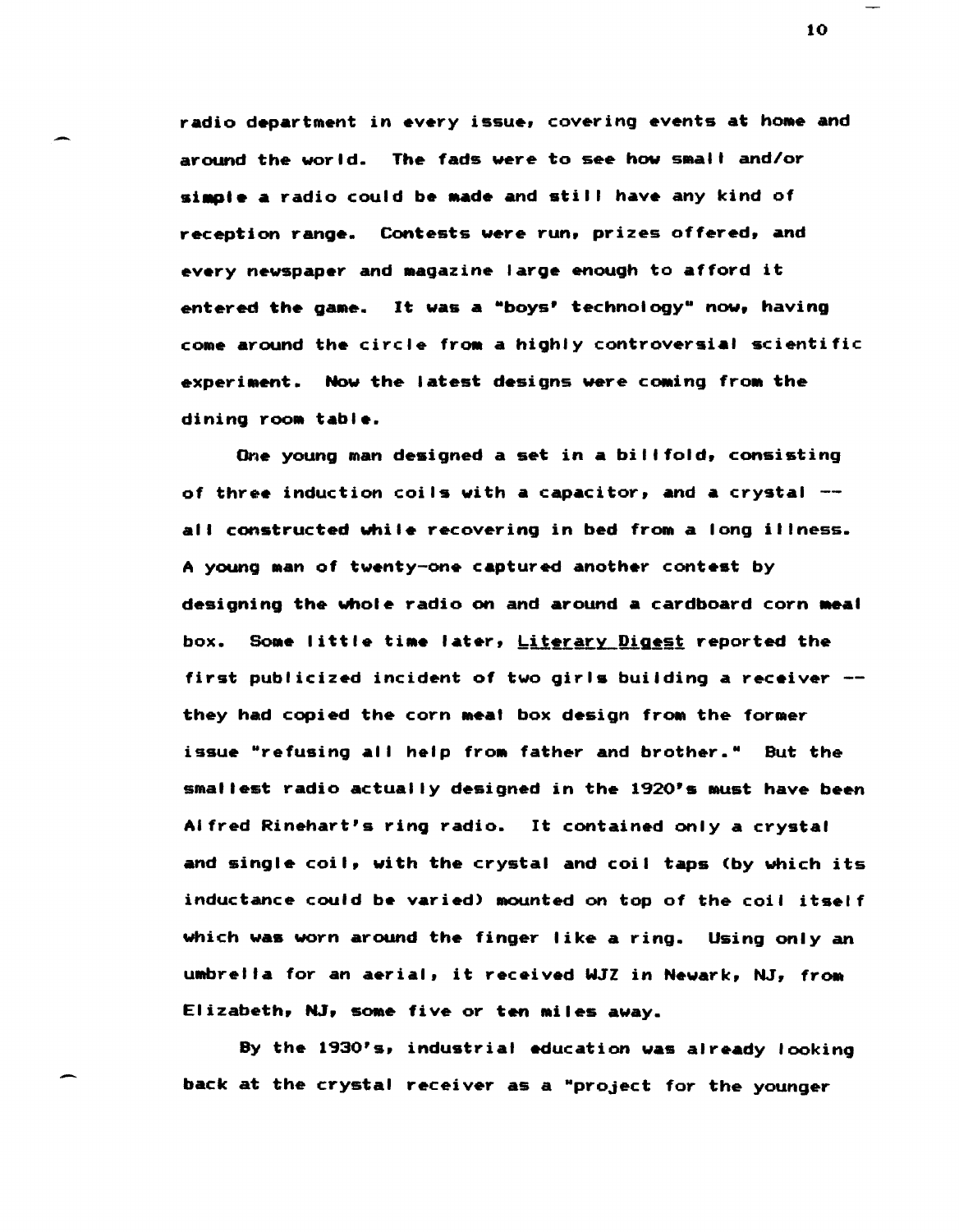radio department in every issue, covering events at home and around the world. The fads were to see how small and/or simple a radio could be made and still have any kind of reception range. Contests were run, prizes offered, and every newspaper and magazine large enough to afford it entered the game. It was a "boys' technology" now, having come around the circle from a highly controversial scientific experiment. Now the latest designs were coming from the dining room table.

One young man designed a set in a billfold, consisting of three induction coils with a capacitor, and a crystal -- all constructed while recovering in bed from a long illness. A young man of twenty-one captured another contest by designing the whole radio on and around a cardboard corn meal box. Some little time later, Literary Digest reported the first publicized incident of two girls building a receiver -- they had copied the corn meal box design from the former issue "refusing all help from father and brother." But the smallest radio actually designed in the 1920's must have been Alfred Rinehart's ring radio. It contained only a crystal and single coil, with the crystal and coil taps (by which its inductance could be varied) mounted on top of the coil itself which was worn around the finger like a ring. Using only an umbrella for an aerial, it received WJZ in Newark, NJ, from Elizabeth, NJ, some five or ten miles away.

By the 1930's, industrial education was already looking back at the crystal receiver as a "project for the younger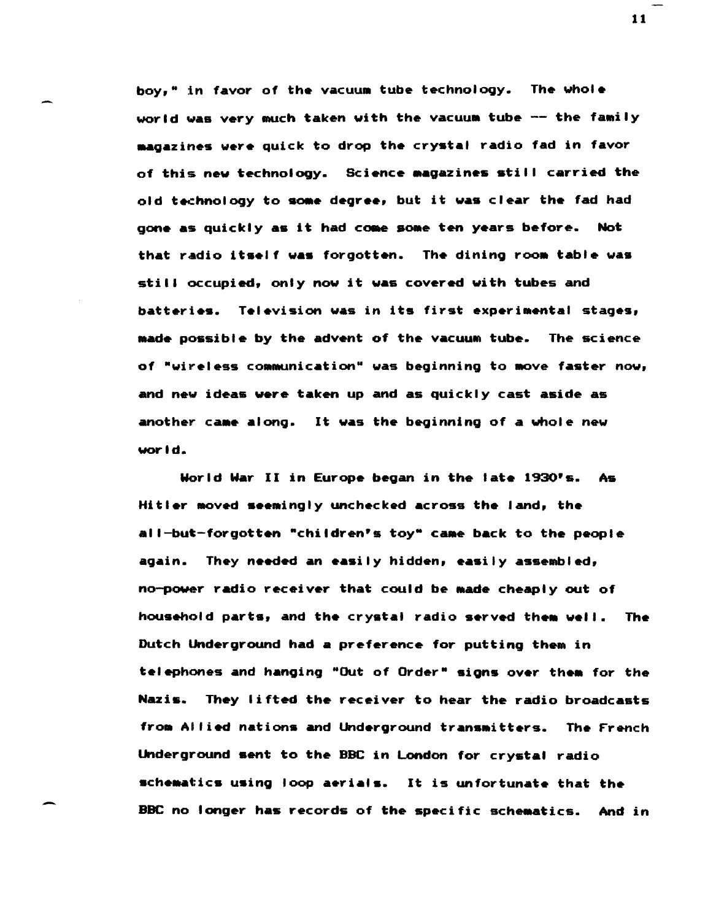boy," in favor of the vacuum tube technology. The whole world was very much taken with the vacuum tube -- the family magazines were quick to drop the crystal radio fad in favor of this new technology. Science magazines still carried the old technology to some degree, but it was clear the fad had gone as quickly as it had come some ten years before. Not that radio itself was forgotten. The dining room table was still occupied, only now it was covered with tubes and batteries. Television was in its first experimental stages, made possible by the advent of the vacuum tube. The science of "wireless communication" was beginning to move faster now, and new ideas were taken up and as quickly cast aside as another came along. It was the beginning of a whole new world.

World War II in Europe began in the late 1930's. As Hitler moved seemingly unchecked across the land, the all-but-forgotten "children's toy" came back to the people again. They needed an easily hidden, easily assembled, no-power radio receiver that could be made cheaply out of household parts, and the crystal radio served them well. The Dutch Underground had a preference for putting them in telephones and hanging "Out of Order" signs over them for the Nazis. They lifted the receiver to hear the radio broadcasts from Allied nations and Underground transmitters. The French Underground sent to the BBC in London for crystal radio schematics using loop aerials. It is unfortunate that the BBC no longer has records of the specific schematics. And in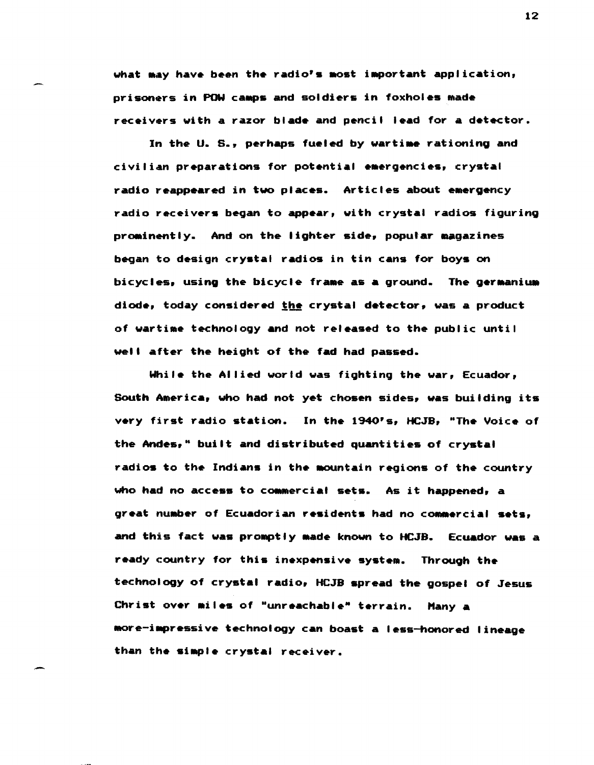what may have been the radio's most important application, prisoners in POW camps and soldiers in foxholes made receivers with a razor blade and pencil lead for a detector.

In the U. S., perhaps fueled by wartime rationing and civilian preparations for potential emergencies, crystal radio reappeared in two places. Articles about emergency radio receivers began to appear, with crystal radios figuring prominently. And on the lighter side, popular magazines began to design crystal radios in tin cans for boys on bicycles, using the bicycle frame as a ground. The germanium diode, today considered <u>the</u> crystal detector, was a product of wartime technology and not released to the public until well after the height of the fad had passed.

While the Allied world was fighting the war, Ecuador, South America, who had not yet chosen sides, was building its very first radio station. In the 1940's, HCJB, "The Voice of the Andes," built and distributed quantities of crystal radios to the Indians in the mountain regions of the country who had no access to commercial sets. As it happened, a great number of Ecuadorian residents had no commercial sets, and this fact was promptly made known to HCJB. Ecuador was a ready country for this inexpensive system. Through the technology of crystal radio, HCJB spread the gospel of Jesus Christ over miles of "unreachable" terrain. Many a more-impressive technology can boast a less-honored lineage than the simple crystal receiver.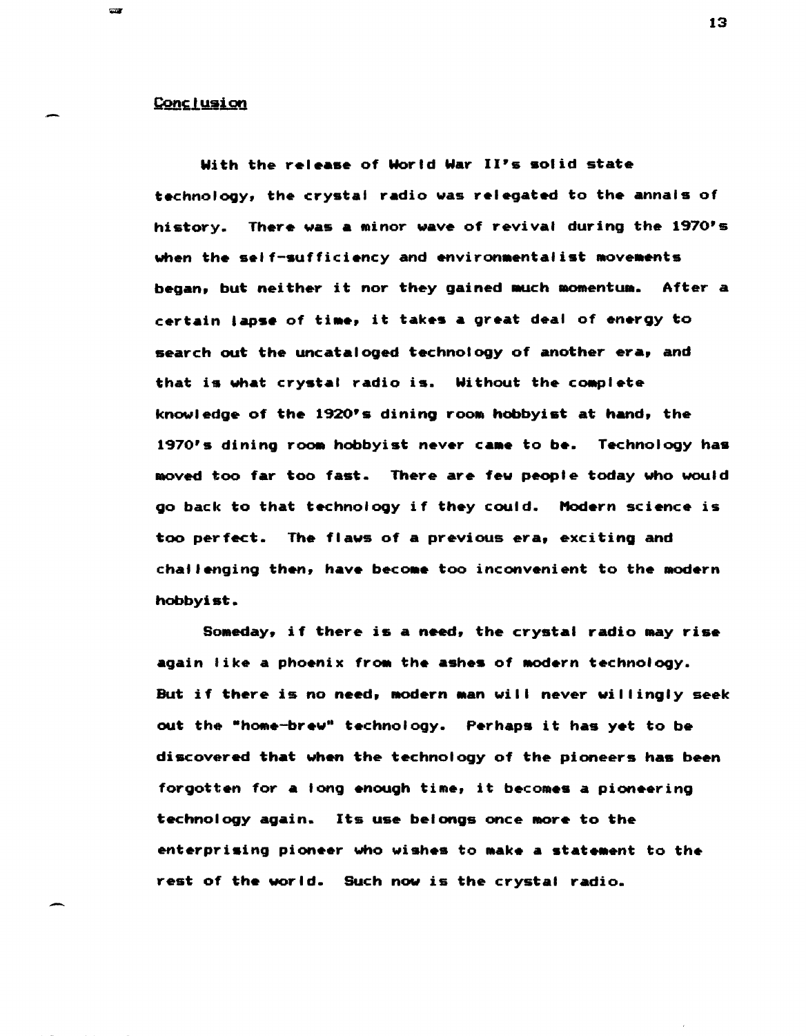## Conclusion

With the release of World War II's solid state technology, the crystal radio was relegated to the annals of history. There was a minor wave of revival during the 1970's when the self-sufficiency and environmentalist movements began, but neither it nor they gained much momentum. After a certain lapse of time, it takes a great deal of energy to search out the uncataloged technology of another era, and that is what crystal radio is. Without the complete knowledge of the 1920's dining room hobbyist at hand, the 1970's dining room hobbyist never came to be. Technology has moved too far too fast. There are few people today who would go back to that technology if they could. Modern science is too perfect. The flaws of a previous era, exciting and challenging then, have become too inconvenient to the modern hobbyist.

Someday, if there is a need, the crystal radio may rise again like a phoenix from the ashes of modern technology. But if there is no need, modern man will never willingly seek out the "home-brew" technology. Perhaps it has yet to be discovered that when the technology of the pioneers has been forgotten for a long enough time, it becomes a pioneering technology again. Its use belongs once more to the enterprising pioneer who wishes to make a statement to the rest of the world. Such now is the crystal radio.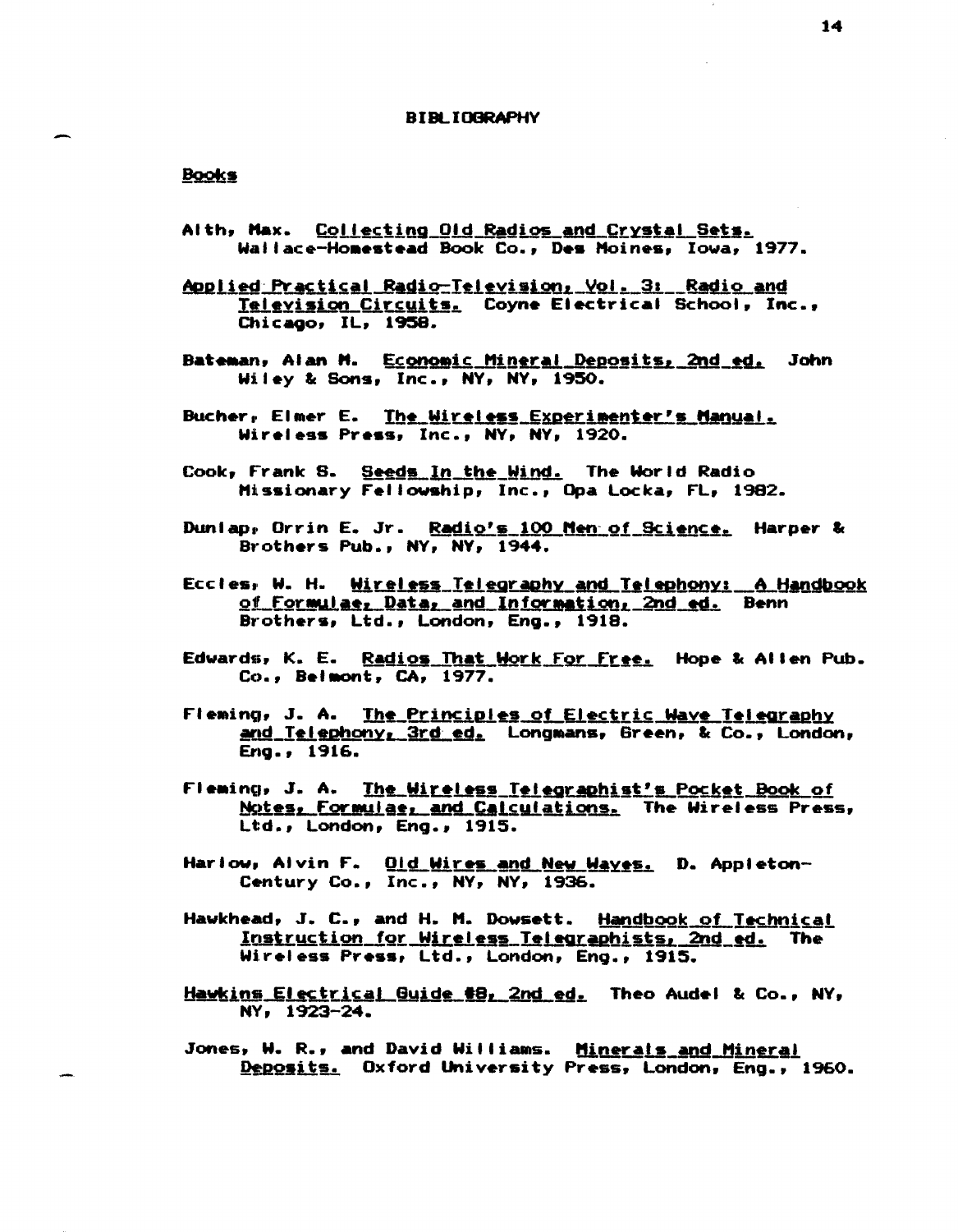# BIBLIOGRAPHY

## Books

Alth, Max. Collecting Old Radios and Crystal Sets. Wallace-Homestead Book Co., Des Moines, Iowa, 1977.

Applied Practical Radio-Television, Vol. 3: Radio and Television Circuits. Coyne Electrical School, Inc., Chicago, IL, 1958.

Bateman, Alan M. Economic Mineral Deposits, 2nd ed. John Wiley & Sons, Inc., NY, NY, 1950.

Bucher, Elmer E. The Wireless Experimenter's Manual. Wireless Press, Inc., NY, NY, 1920.

Cook, Frank S. Seeds In the Wind. The World Radio Missionary Fellowship, Inc., Opa Locka, FL, 1982.

Dunlap, Orrin E. Jr. Radio's 100 Men of Science. Harper & Brothers Pub., NY, NY, 1944.

Eccles, W. H. Wireless Telegraphy and Telephony: A Handbook of Formulae, Data, and Information, 2nd ed. Benn Brothers, Ltd., London, Eng., 1918.

Edwards, K. E. Radios That Work For Free. Hope & Allen Pub. Co., Belmont, CA, 1977.

Fleming, J. A. The Principles of Electric Wave Telegraphy and Telephony, 3rd ed. Longmans, Green, & Co., London, Eng., 1916.

Fleming, J. A. The Wireless Telegraphist's Pocket Book of Notes, Formulae, and Calculations. The Wireless Press, Ltd., London, Eng., 1915.

Harlow, Alvin F. Old Wires and New Waves. D. Appleton-Century Co., Inc., NY, NY, 1936.

Hawkhead, J. C., and H. M. Dowsett. Handbook of Technical Instruction for Wireless Telegraphists, 2nd ed. The Wireless Press, Ltd., London, Eng., 1915.

Hawkins Electrical Guide #8, 2nd ed. Theo Audel & Co., NY, NY, 1923-24.

Jones, W. R., and David Williams. Minerals and Mineral Deposits. Oxford University Press, London, Eng., 1960.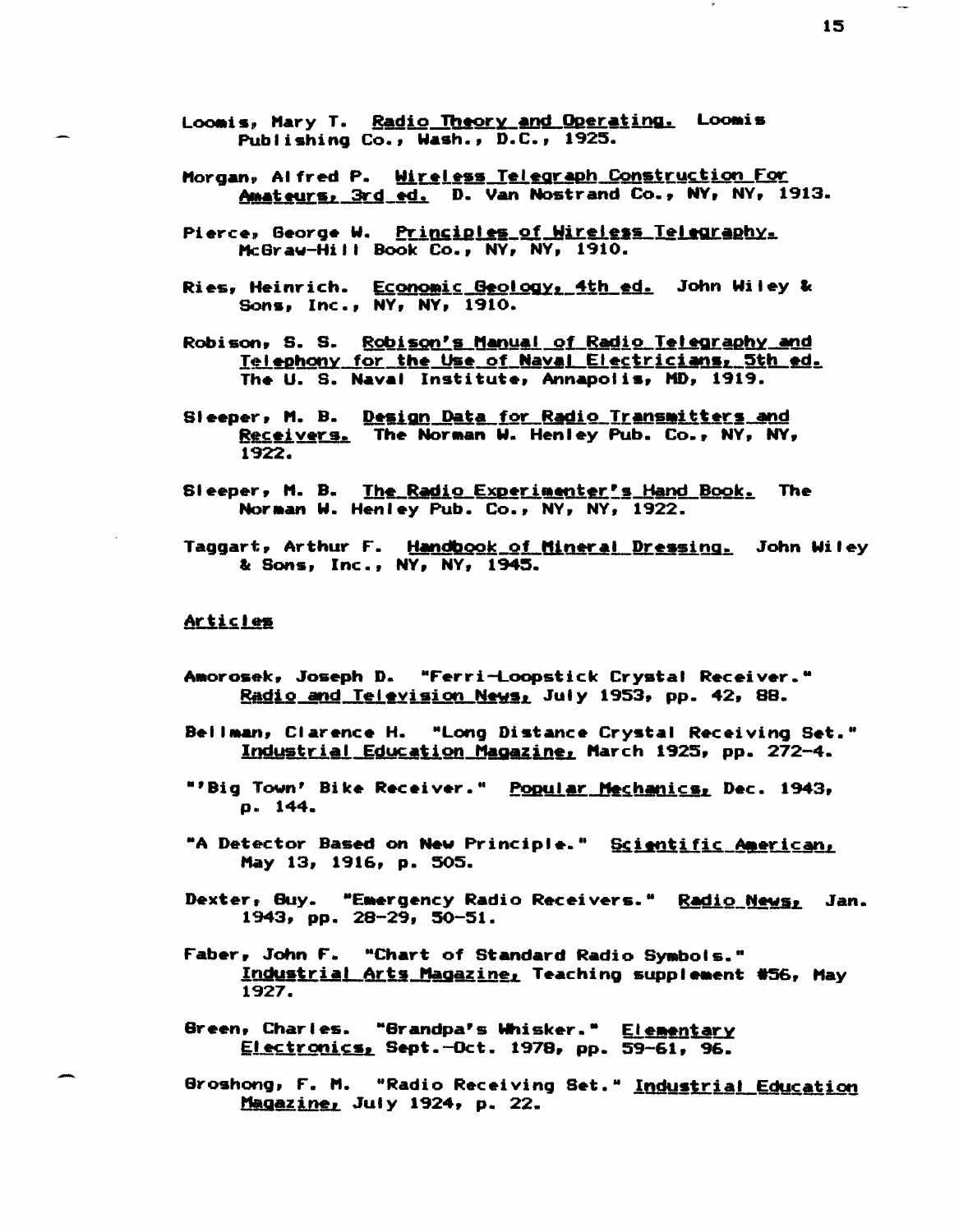Loomis, Mary T. Radio Theory and Operating. Loomis Publishing Co., Wash., D.C., 1925.

Morgan, Alfred P. Wireless Telegraph Construction For Amateurs, 3rd ed. D. Van Nostrand Co., NY, NY, 1913.

Pierce, George W. Principles of Wireless Telegraphy. McGraw-Hill Book Co., NY, NY, 1910.

Ries, Heinrich. Economic Geology, 4th ed. John Wiley & Sons, Inc., NY, NY, 1910.

Robison, S. S. Robison's Manual of Radio Telegraphy and Telephony for the Use of Naval Electricians, 5th ed. The U. S. Naval Institute, Annapolis, MD, 1919.

Sleeper, M. B. Design Data for Radio Transmitters and Receivers. The Norman W. Henley Pub. Co., NY, NY, 1922.

Sleeper, M. B. The Radio Experimenter's Hand Book. The Norman W. Henley Pub. Co., NY, NY, 1922.

Taggart, Arthur F. Handbook of Mineral Dressing. John Wiley & Sons, Inc., NY, NY, 1945.

## Articles

Amorosek, Joseph D. "Ferri-Loopstick Crystal Receiver." Radio and Television News, July 1953, pp. 42, 88.

Bellman, Clarence H. "Long Distance Crystal Receiving Set." Industrial Education Magazine, March 1925, pp. 272-4.

"'Big Town' Bike Receiver." Popular Mechanics, Dec. 1943, p. 144.

"A Detector Based on New Principle." Scientific American, May 13, 1916, p. 505.

Dexter, Guy. "Emergency Radio Receivers." Radio News, Jan. 1943, pp. 28-29, 50-51.

Faber, John F. "Chart of Standard Radio Symbols." Industrial Arts Magazine, Teaching supplement #56, May 1927.

Green, Charles. "Grandpa's Whisker." Elementary Electronics, Sept.-Oct. 1978, pp. 59-61, 96.

Groshong, F. M. "Radio Receiving Set." Industrial Education Magazine, July 1924, p. 22.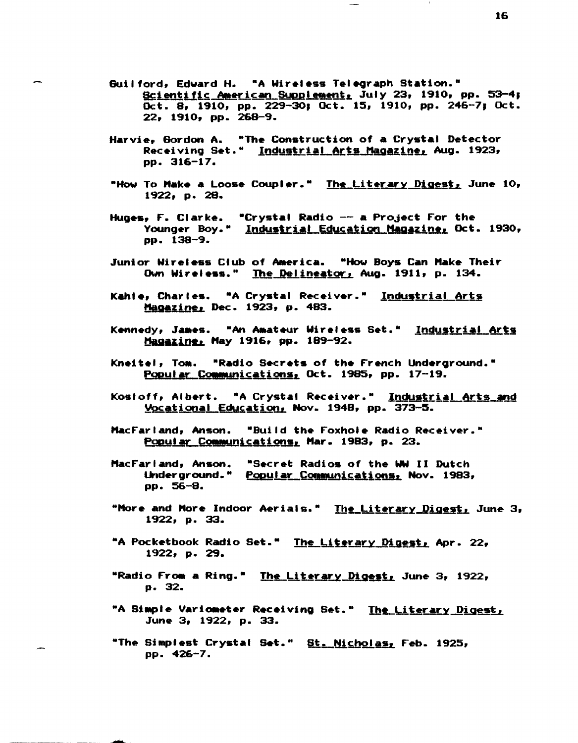Guilford, Edward H. "A Wireless Telegraph Station." _Scientific American Supplement,_ July 23, 1910, pp. 53-4; Oct. 8, 1910, pp. 229-30; Oct. 15, 1910, pp. 246-7; Oct. 22, 1910, pp. 268-9.

Harvie, Gordon A. "The Construction of a Crystal Detector Receiving Set." _Industrial Arts Magazine,_ Aug. 1923, pp. 316-17.

"How To Make a Loose Coupler." _The Literary Digest,_ June 10, 1922, p. 28.

Huges, F. Clarke. "Crystal Radio -- a Project For the Younger Boy." _Industrial Education Magazine,_ Oct. 1930, pp. 138-9.

Junior Wireless Club of America. "How Boys Can Make Their Own Wireless." _The Delineator,_ Aug. 1911, p. 134.

Kahle, Charles. "A Crystal Receiver." _Industrial Arts Magazine,_ Dec. 1923, p. 483.

Kennedy, James. "An Amateur Wireless Set." _Industrial Arts Magazine,_ May 1916, pp. 189-92.

Kneitel, Tom. "Radio Secrets of the French Underground." _Popular Communications,_ Oct. 1985, pp. 17-19.

Kosloff, Albert. "A Crystal Receiver." _Industrial Arts and Vocational Education,_ Nov. 1948, pp. 373-5.

MacFarland, Anson. "Build the Foxhole Radio Receiver." _Popular Communications,_ Mar. 1983, p. 23.

MacFarland, Anson. "Secret Radios of the WW II Dutch Underground." _Popular Communications,_ Nov. 1983, pp. 56-8.

"More and More Indoor Aerials." _The Literary Digest,_ June 3, 1922, p. 33.

"A Pocketbook Radio Set." _The Literary Digest,_ Apr. 22, 1922, p. 29.

"Radio From a Ring." _The Literary Digest,_ June 3, 1922, p. 32.

"A Simple Variometer Receiving Set." _The Literary Digest,_ June 3, 1922, p. 33.

"The Simplest Crystal Set." _St. Nicholas,_ Feb. 1925, pp. 426-7.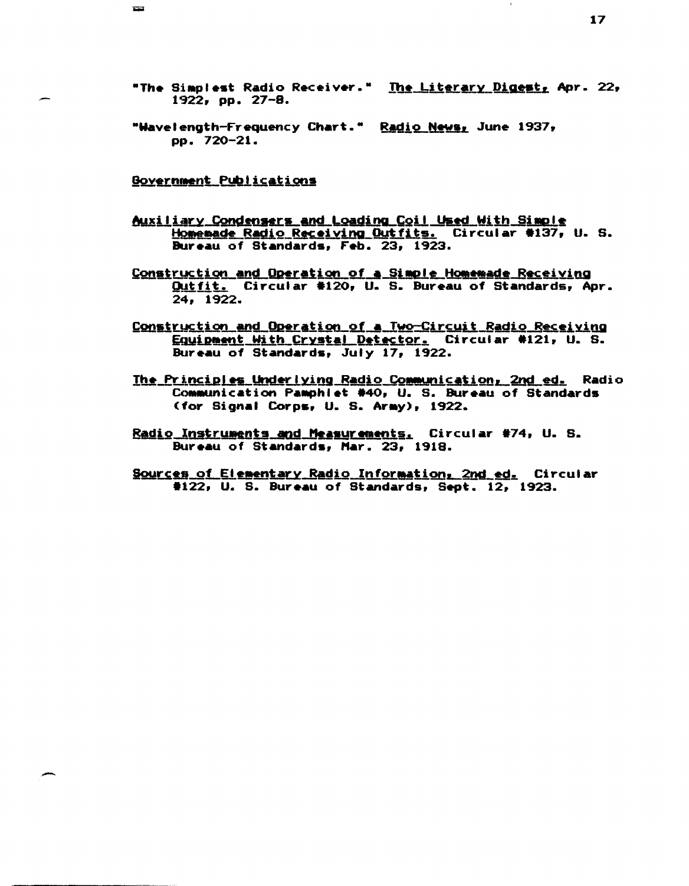"The Simplest Radio Receiver." _The Literary Digest,_ Apr. 22, 1922, pp. 27-8.

"Wavelength-Frequency Chart." _Radio News,_ June 1937, pp. 720-21.

## Government Publications

_Auxiliary Condensers and Loading Coil Used With Simple Homemade Radio Receiving Outfits._ Circular #137, U. S. Bureau of Standards, Feb. 23, 1923.

_Construction and Operation of a Simple Homemade Receiving Outfit._ Circular #120, U. S. Bureau of Standards, Apr. 24, 1922.

_Construction and Operation of a Two-Circuit Radio Receiving Equipment With Crystal Detector._ Circular #121, U. S. Bureau of Standards, July 17, 1922.

_The Principles Underlying Radio Communication, 2nd ed._ Radio Communication Pamphlet #40, U. S. Bureau of Standards (for Signal Corps, U. S. Army), 1922.

_Radio Instruments and Measurements._ Circular #74, U. S. Bureau of Standards, Mar. 23, 1918.

_Sources of Elementary Radio Information, 2nd ed._ Circular #122, U. S. Bureau of Standards, Sept. 12, 1923.